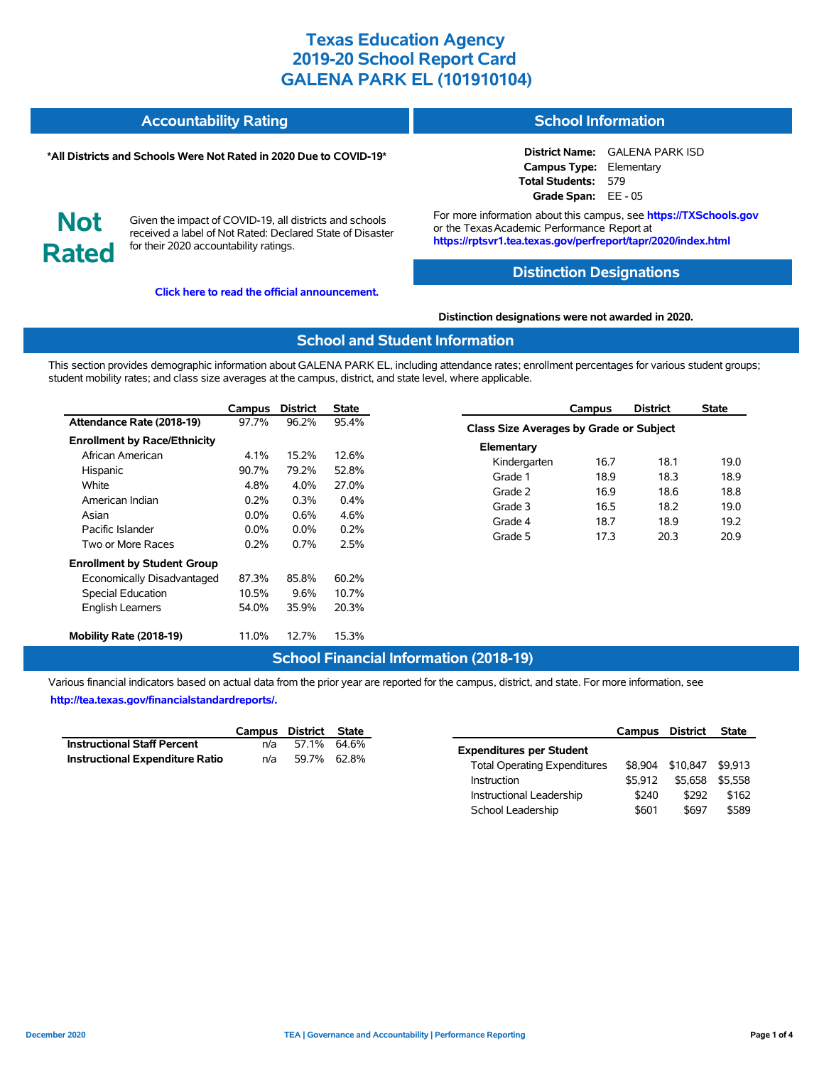# Texas Education Agency
# 2019-20 School Report Card
# GALENA PARK EL (101910104)

## Accountability Rating

**\*All Districts and Schools Were Not Rated in 2020 Due to COVID-19\***

**Not Rated**

Given the impact of COVID-19, all districts and schools received a label of Not Rated: Declared State of Disaster for their 2020 accountability ratings.

**Click here to read the official announcement.**

## School Information

**District Name:** GALENA PARK ISD
**Campus Type:** Elementary
**Total Students:** 579
**Grade Span:** EE - 05

For more information about this campus, see **https://TXSchools.gov** or the Texas Academic Performance Report at **https://rptsvr1.tea.texas.gov/perfreport/tapr/2020/index.html**

## Distinction Designations

**Distinction designations were not awarded in 2020.**

## School and Student Information

This section provides demographic information about GALENA PARK EL, including attendance rates; enrollment percentages for various student groups; student mobility rates; and class size averages at the campus, district, and state level, where applicable.

| | Campus | District | State |
|---|---|---|---|
| **Attendance Rate (2018-19)** | 97.7% | 96.2% | 95.4% |
| **Enrollment by Race/Ethnicity** | | | |
| African American | 4.1% | 15.2% | 12.6% |
| Hispanic | 90.7% | 79.2% | 52.8% |
| White | 4.8% | 4.0% | 27.0% |
| American Indian | 0.2% | 0.3% | 0.4% |
| Asian | 0.0% | 0.6% | 4.6% |
| Pacific Islander | 0.0% | 0.0% | 0.2% |
| Two or More Races | 0.2% | 0.7% | 2.5% |
| **Enrollment by Student Group** | | | |
| Economically Disadvantaged | 87.3% | 85.8% | 60.2% |
| Special Education | 10.5% | 9.6% | 10.7% |
| English Learners | 54.0% | 35.9% | 20.3% |
| **Mobility Rate (2018-19)** | 11.0% | 12.7% | 15.3% |

| | Campus | District | State |
|---|---|---|---|
| **Class Size Averages by Grade or Subject** | | | |
| **Elementary** | | | |
| Kindergarten | 16.7 | 18.1 | 19.0 |
| Grade 1 | 18.9 | 18.3 | 18.9 |
| Grade 2 | 16.9 | 18.6 | 18.8 |
| Grade 3 | 16.5 | 18.2 | 19.0 |
| Grade 4 | 18.7 | 18.9 | 19.2 |
| Grade 5 | 17.3 | 20.3 | 20.9 |

## School Financial Information (2018-19)

Various financial indicators based on actual data from the prior year are reported for the campus, district, and state. For more information, see **http://tea.texas.gov/financialstandardreports/.**

| | Campus | District | State |
|---|---|---|---|
| **Instructional Staff Percent** | n/a | 57.1% | 64.6% |
| **Instructional Expenditure Ratio** | n/a | 59.7% | 62.8% |

| | Campus | District | State |
|---|---|---|---|
| **Expenditures per Student** | | | |
| Total Operating Expenditures | $8,904 | $10,847 | $9,913 |
| Instruction | $5,912 | $5,658 | $5,558 |
| Instructional Leadership | $240 | $292 | $162 |
| School Leadership | $601 | $697 | $589 |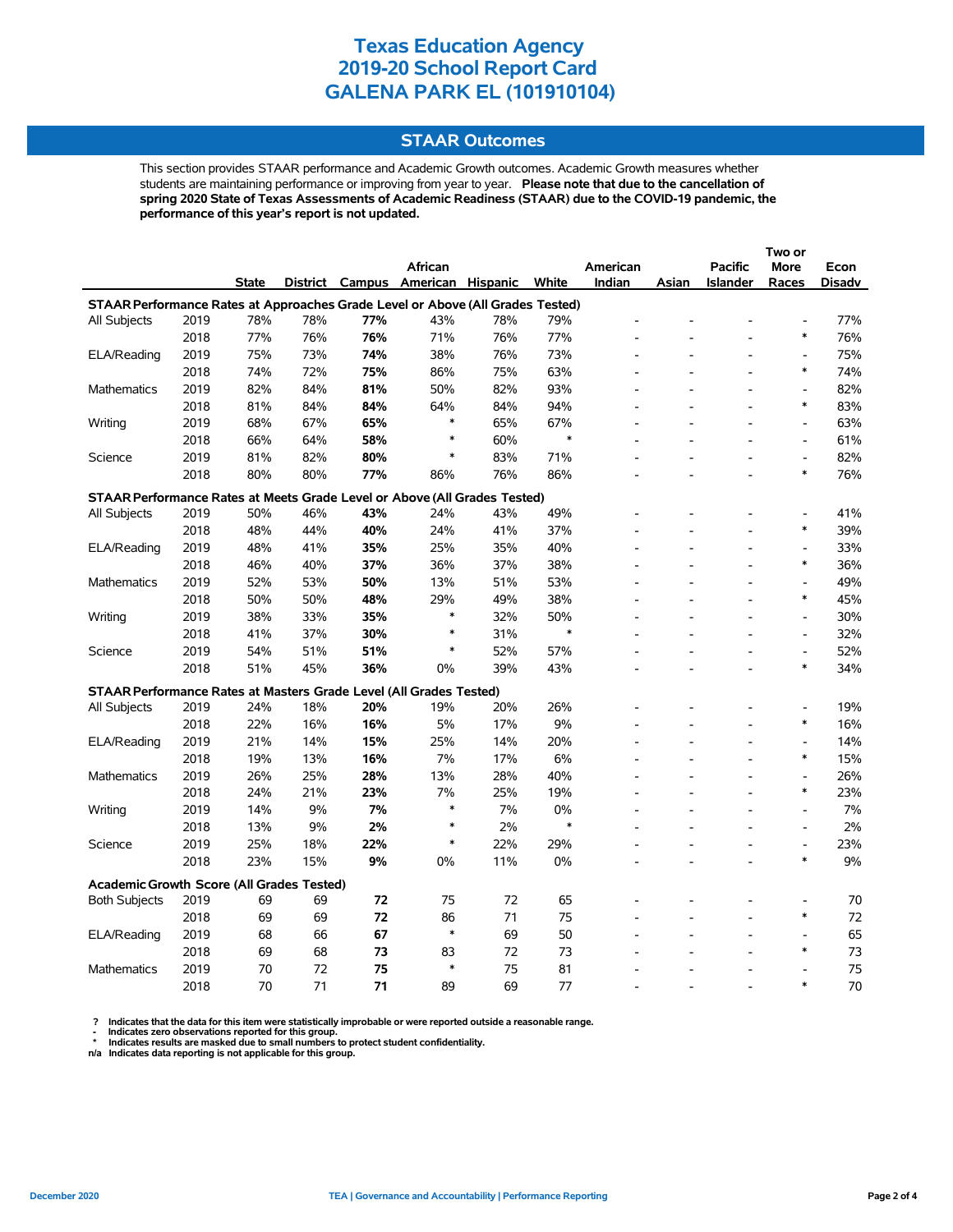# Texas Education Agency
# 2019-20 School Report Card
# GALENA PARK EL (101910104)

## STAAR Outcomes

This section provides STAAR performance and Academic Growth outcomes. Academic Growth measures whether students are maintaining performance or improving from year to year. **Please note that due to the cancellation of spring 2020 State of Texas Assessments of Academic Readiness (STAAR) due to the COVID-19 pandemic, the performance of this year's report is not updated.**

| | | State | District | Campus | African American | Hispanic | White | American Indian | Asian | Pacific Islander | Two or More Races | Econ Disadv |
|---|---|---|---|---|---|---|---|---|---|---|---|---|
| **STAAR Performance Rates at Approaches Grade Level or Above (All Grades Tested)** | | | | | | | | | | | | |
| All Subjects | 2019 | 78% | 78% | **77%** | 43% | 78% | 79% | - | - | - | - | 77% |
| | 2018 | 77% | 76% | **76%** | 71% | 76% | 77% | - | - | - | * | 76% |
| ELA/Reading | 2019 | 75% | 73% | **74%** | 38% | 76% | 73% | - | - | - | - | 75% |
| | 2018 | 74% | 72% | **75%** | 86% | 75% | 63% | - | - | - | * | 74% |
| Mathematics | 2019 | 82% | 84% | **81%** | 50% | 82% | 93% | - | - | - | - | 82% |
| | 2018 | 81% | 84% | **84%** | 64% | 84% | 94% | - | - | - | * | 83% |
| Writing | 2019 | 68% | 67% | **65%** | * | 65% | 67% | - | - | - | - | 63% |
| | 2018 | 66% | 64% | **58%** | * | 60% | * | - | - | - | - | 61% |
| Science | 2019 | 81% | 82% | **80%** | * | 83% | 71% | - | - | - | - | 82% |
| | 2018 | 80% | 80% | **77%** | 86% | 76% | 86% | - | - | - | * | 76% |
| **STAAR Performance Rates at Meets Grade Level or Above (All Grades Tested)** | | | | | | | | | | | | |
| All Subjects | 2019 | 50% | 46% | **43%** | 24% | 43% | 49% | - | - | - | - | 41% |
| | 2018 | 48% | 44% | **40%** | 24% | 41% | 37% | - | - | - | * | 39% |
| ELA/Reading | 2019 | 48% | 41% | **35%** | 25% | 35% | 40% | - | - | - | - | 33% |
| | 2018 | 46% | 40% | **37%** | 36% | 37% | 38% | - | - | - | * | 36% |
| Mathematics | 2019 | 52% | 53% | **50%** | 13% | 51% | 53% | - | - | - | - | 49% |
| | 2018 | 50% | 50% | **48%** | 29% | 49% | 38% | - | - | - | * | 45% |
| Writing | 2019 | 38% | 33% | **35%** | * | 32% | 50% | - | - | - | - | 30% |
| | 2018 | 41% | 37% | **30%** | * | 31% | * | - | - | - | - | 32% |
| Science | 2019 | 54% | 51% | **51%** | * | 52% | 57% | - | - | - | - | 52% |
| | 2018 | 51% | 45% | **36%** | 0% | 39% | 43% | - | - | - | * | 34% |
| **STAAR Performance Rates at Masters Grade Level (All Grades Tested)** | | | | | | | | | | | | |
| All Subjects | 2019 | 24% | 18% | **20%** | 19% | 20% | 26% | - | - | - | - | 19% |
| | 2018 | 22% | 16% | **16%** | 5% | 17% | 9% | - | - | - | * | 16% |
| ELA/Reading | 2019 | 21% | 14% | **15%** | 25% | 14% | 20% | - | - | - | - | 14% |
| | 2018 | 19% | 13% | **16%** | 7% | 17% | 6% | - | - | - | * | 15% |
| Mathematics | 2019 | 26% | 25% | **28%** | 13% | 28% | 40% | - | - | - | - | 26% |
| | 2018 | 24% | 21% | **23%** | 7% | 25% | 19% | - | - | - | * | 23% |
| Writing | 2019 | 14% | 9% | **7%** | * | 7% | 0% | - | - | - | - | 7% |
| | 2018 | 13% | 9% | **2%** | * | 2% | * | - | - | - | - | 2% |
| Science | 2019 | 25% | 18% | **22%** | * | 22% | 29% | - | - | - | - | 23% |
| | 2018 | 23% | 15% | **9%** | 0% | 11% | 0% | - | - | - | * | 9% |
| **Academic Growth Score (All Grades Tested)** | | | | | | | | | | | | |
| Both Subjects | 2019 | 69 | 69 | **72** | 75 | 72 | 65 | - | - | - | - | 70 |
| | 2018 | 69 | 69 | **72** | 86 | 71 | 75 | - | - | - | * | 72 |
| ELA/Reading | 2019 | 68 | 66 | **67** | * | 69 | 50 | - | - | - | - | 65 |
| | 2018 | 69 | 68 | **73** | 83 | 72 | 73 | - | - | - | * | 73 |
| Mathematics | 2019 | 70 | 72 | **75** | * | 75 | 81 | - | - | - | - | 75 |
| | 2018 | 70 | 71 | **71** | 89 | 69 | 77 | - | - | - | * | 70 |

**? Indicates that the data for this item were statistically improbable or were reported outside a reasonable range.**
**- Indicates zero observations reported for this group.**
**\* Indicates results are masked due to small numbers to protect student confidentiality.**
**n/a Indicates data reporting is not applicable for this group.**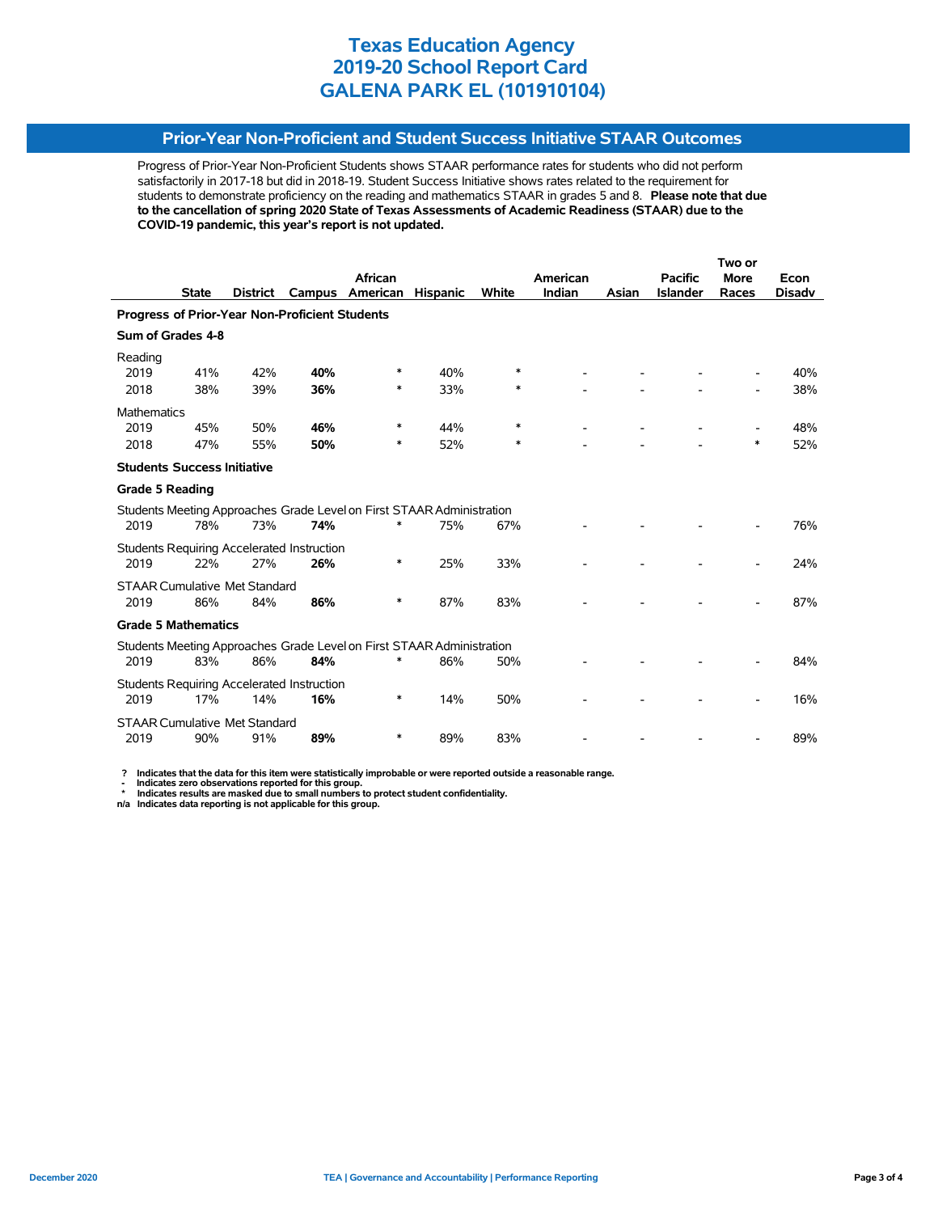# Texas Education Agency
# 2019-20 School Report Card
# GALENA PARK EL (101910104)

## Prior-Year Non-Proficient and Student Success Initiative STAAR Outcomes

Progress of Prior-Year Non-Proficient Students shows STAAR performance rates for students who did not perform satisfactorily in 2017-18 but did in 2018-19. Student Success Initiative shows rates related to the requirement for students to demonstrate proficiency on the reading and mathematics STAAR in grades 5 and 8. **Please note that due to the cancellation of spring 2020 State of Texas Assessments of Academic Readiness (STAAR) due to the COVID-19 pandemic, this year's report is not updated.**

| | State | District | Campus | African American | Hispanic | White | American Indian | Asian | Pacific Islander | Two or More Races | Econ Disadv |
|---|---|---|---|---|---|---|---|---|---|---|---|
| **Progress of Prior-Year Non-Proficient Students** | | | | | | | | | | | |
| **Sum of Grades 4-8** | | | | | | | | | | | |
| Reading | | | | | | | | | | | |
| 2019 | 41% | 42% | **40%** | * | 40% | * | - | - | - | - | 40% |
| 2018 | 38% | 39% | **36%** | * | 33% | * | - | - | - | - | 38% |
| Mathematics | | | | | | | | | | | |
| 2019 | 45% | 50% | **46%** | * | 44% | * | - | - | - | - | 48% |
| 2018 | 47% | 55% | **50%** | * | 52% | * | - | - | - | * | 52% |
| **Students Success Initiative** | | | | | | | | | | | |
| **Grade 5 Reading** | | | | | | | | | | | |
| Students Meeting Approaches Grade Level on First STAAR Administration | | | | | | | | | | | |
| 2019 | 78% | 73% | **74%** | * | 75% | 67% | - | - | - | - | 76% |
| Students Requiring Accelerated Instruction | | | | | | | | | | | |
| 2019 | 22% | 27% | **26%** | * | 25% | 33% | - | - | - | - | 24% |
| STAAR Cumulative Met Standard | | | | | | | | | | | |
| 2019 | 86% | 84% | **86%** | * | 87% | 83% | - | - | - | - | 87% |
| **Grade 5 Mathematics** | | | | | | | | | | | |
| Students Meeting Approaches Grade Level on First STAAR Administration | | | | | | | | | | | |
| 2019 | 83% | 86% | **84%** | * | 86% | 50% | - | - | - | - | 84% |
| Students Requiring Accelerated Instruction | | | | | | | | | | | |
| 2019 | 17% | 14% | **16%** | * | 14% | 50% | - | - | - | - | 16% |
| STAAR Cumulative Met Standard | | | | | | | | | | | |
| 2019 | 90% | 91% | **89%** | * | 89% | 83% | - | - | - | - | 89% |

**?** Indicates that the data for this item were statistically improbable or were reported outside a reasonable range.
**-** Indicates zero observations reported for this group.
**\*** Indicates results are masked due to small numbers to protect student confidentiality.
**n/a** Indicates data reporting is not applicable for this group.

December 2020 — TEA | Governance and Accountability | Performance Reporting